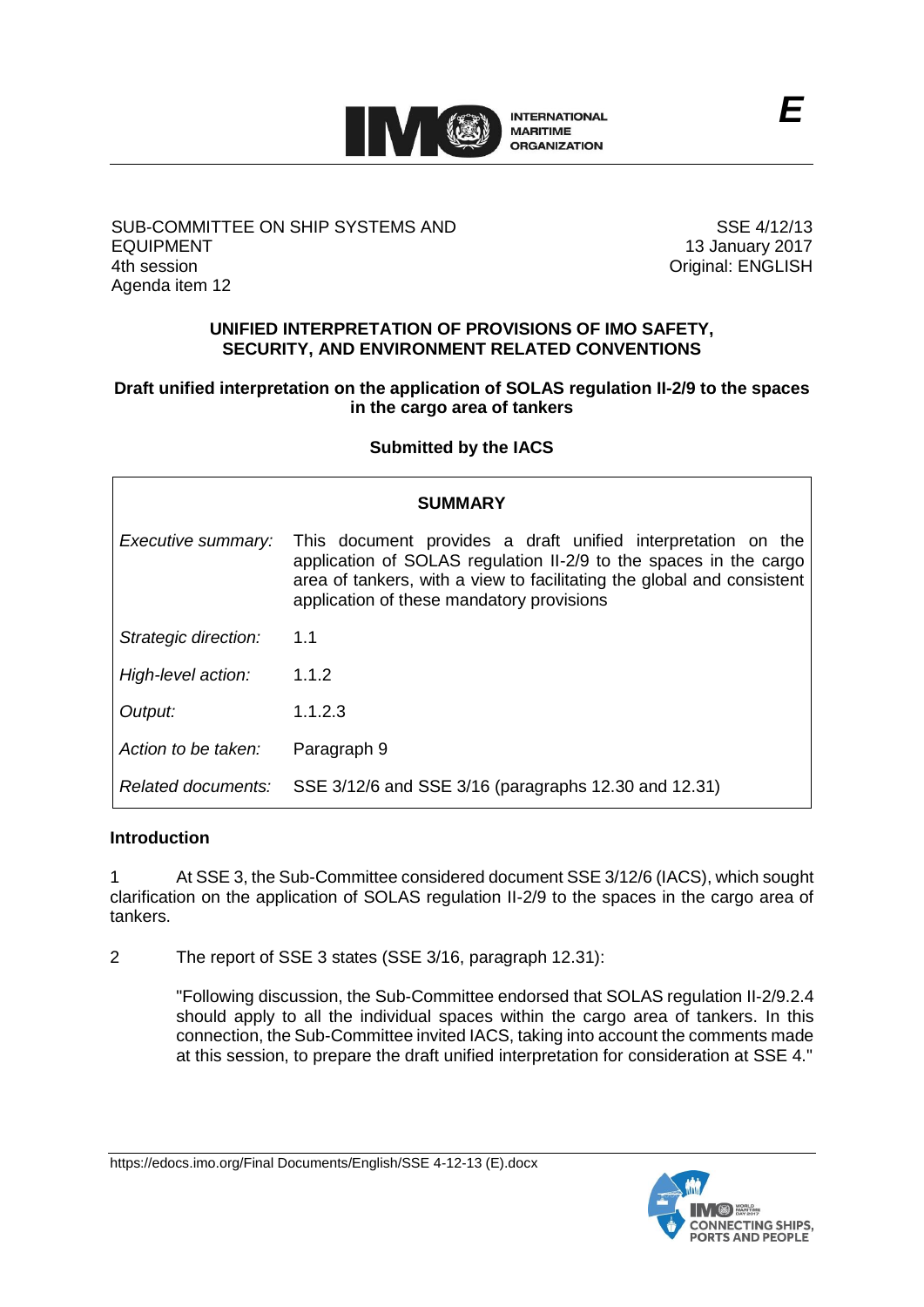E

SUB-COMMITTEE ON SHIP SYSTEMS AND EQUIPMENT
4th session
Agenda item 12

SSE 4/12/13
13 January 2017
Original: ENGLISH

**UNIFIED INTERPRETATION OF PROVISIONS OF IMO SAFETY, SECURITY, AND ENVIRONMENT RELATED CONVENTIONS**

**Draft unified interpretation on the application of SOLAS regulation II-2/9 to the spaces in the cargo area of tankers**

**Submitted by the IACS**

| **SUMMARY** | |
|---|---|
| *Executive summary:* | This document provides a draft unified interpretation on the application of SOLAS regulation II-2/9 to the spaces in the cargo area of tankers, with a view to facilitating the global and consistent application of these mandatory provisions |
| *Strategic direction:* | 1.1 |
| *High-level action:* | 1.1.2 |
| *Output:* | 1.1.2.3 |
| *Action to be taken:* | Paragraph 9 |
| *Related documents:* | SSE 3/12/6 and SSE 3/16 (paragraphs 12.30 and 12.31) |

**Introduction**

1 At SSE 3, the Sub-Committee considered document SSE 3/12/6 (IACS), which sought clarification on the application of SOLAS regulation II-2/9 to the spaces in the cargo area of tankers.

2 The report of SSE 3 states (SSE 3/16, paragraph 12.31):

> "Following discussion, the Sub-Committee endorsed that SOLAS regulation II-2/9.2.4 should apply to all the individual spaces within the cargo area of tankers. In this connection, the Sub-Committee invited IACS, taking into account the comments made at this session, to prepare the draft unified interpretation for consideration at SSE 4."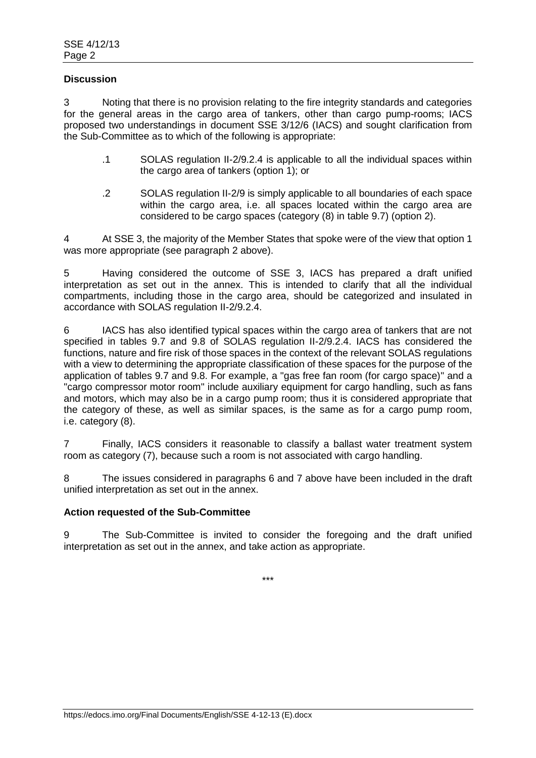**Discussion**

3 Noting that there is no provision relating to the fire integrity standards and categories for the general areas in the cargo area of tankers, other than cargo pump-rooms; IACS proposed two understandings in document SSE 3/12/6 (IACS) and sought clarification from the Sub-Committee as to which of the following is appropriate:

> .1 SOLAS regulation II-2/9.2.4 is applicable to all the individual spaces within the cargo area of tankers (option 1); or
>
> .2 SOLAS regulation II-2/9 is simply applicable to all boundaries of each space within the cargo area, i.e. all spaces located within the cargo area are considered to be cargo spaces (category (8) in table 9.7) (option 2).

4 At SSE 3, the majority of the Member States that spoke were of the view that option 1 was more appropriate (see paragraph 2 above).

5 Having considered the outcome of SSE 3, IACS has prepared a draft unified interpretation as set out in the annex. This is intended to clarify that all the individual compartments, including those in the cargo area, should be categorized and insulated in accordance with SOLAS regulation II-2/9.2.4.

6 IACS has also identified typical spaces within the cargo area of tankers that are not specified in tables 9.7 and 9.8 of SOLAS regulation II-2/9.2.4. IACS has considered the functions, nature and fire risk of those spaces in the context of the relevant SOLAS regulations with a view to determining the appropriate classification of these spaces for the purpose of the application of tables 9.7 and 9.8. For example, a "gas free fan room (for cargo space)" and a "cargo compressor motor room" include auxiliary equipment for cargo handling, such as fans and motors, which may also be in a cargo pump room; thus it is considered appropriate that the category of these, as well as similar spaces, is the same as for a cargo pump room, i.e. category (8).

7 Finally, IACS considers it reasonable to classify a ballast water treatment system room as category (7), because such a room is not associated with cargo handling.

8 The issues considered in paragraphs 6 and 7 above have been included in the draft unified interpretation as set out in the annex.

**Action requested of the Sub-Committee**

9 The Sub-Committee is invited to consider the foregoing and the draft unified interpretation as set out in the annex, and take action as appropriate.

\*\*\*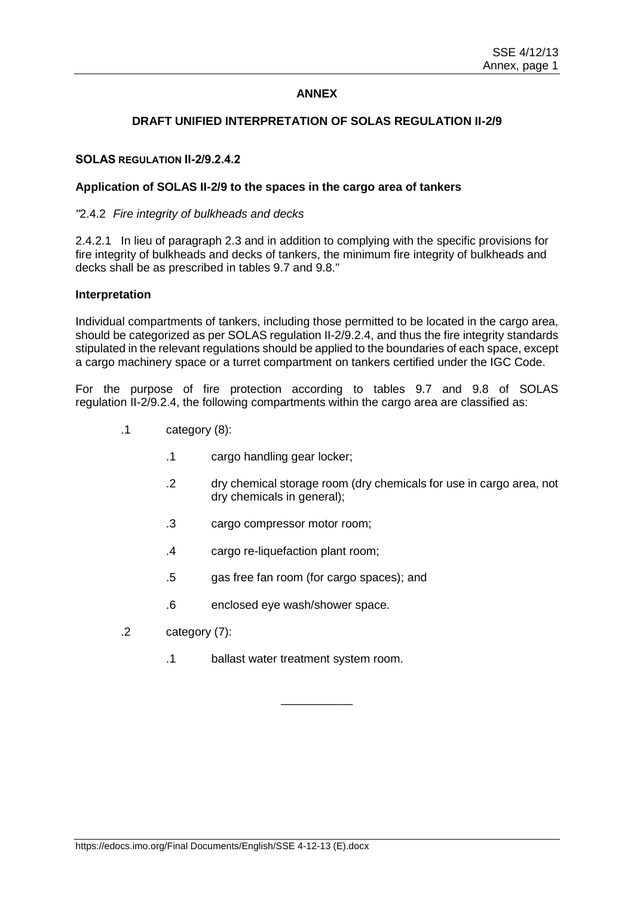## ANNEX

## DRAFT UNIFIED INTERPRETATION OF SOLAS REGULATION II-2/9

### SOLAS REGULATION II-2/9.2.4.2

**Application of SOLAS II-2/9 to the spaces in the cargo area of tankers**

*"*2.4.2 *Fire integrity of bulkheads and decks*

2.4.2.1 In lieu of paragraph 2.3 and in addition to complying with the specific provisions for fire integrity of bulkheads and decks of tankers, the minimum fire integrity of bulkheads and decks shall be as prescribed in tables 9.7 and 9.8."

**Interpretation**

Individual compartments of tankers, including those permitted to be located in the cargo area, should be categorized as per SOLAS regulation II-2/9.2.4, and thus the fire integrity standards stipulated in the relevant regulations should be applied to the boundaries of each space, except a cargo machinery space or a turret compartment on tankers certified under the IGC Code.

For the purpose of fire protection according to tables 9.7 and 9.8 of SOLAS regulation II-2/9.2.4, the following compartments within the cargo area are classified as:

- .1 category (8):
  - .1 cargo handling gear locker;
  - .2 dry chemical storage room (dry chemicals for use in cargo area, not dry chemicals in general);
  - .3 cargo compressor motor room;
  - .4 cargo re-liquefaction plant room;
  - .5 gas free fan room (for cargo spaces); and
  - .6 enclosed eye wash/shower space.
- .2 category (7):
  - .1 ballast water treatment system room.